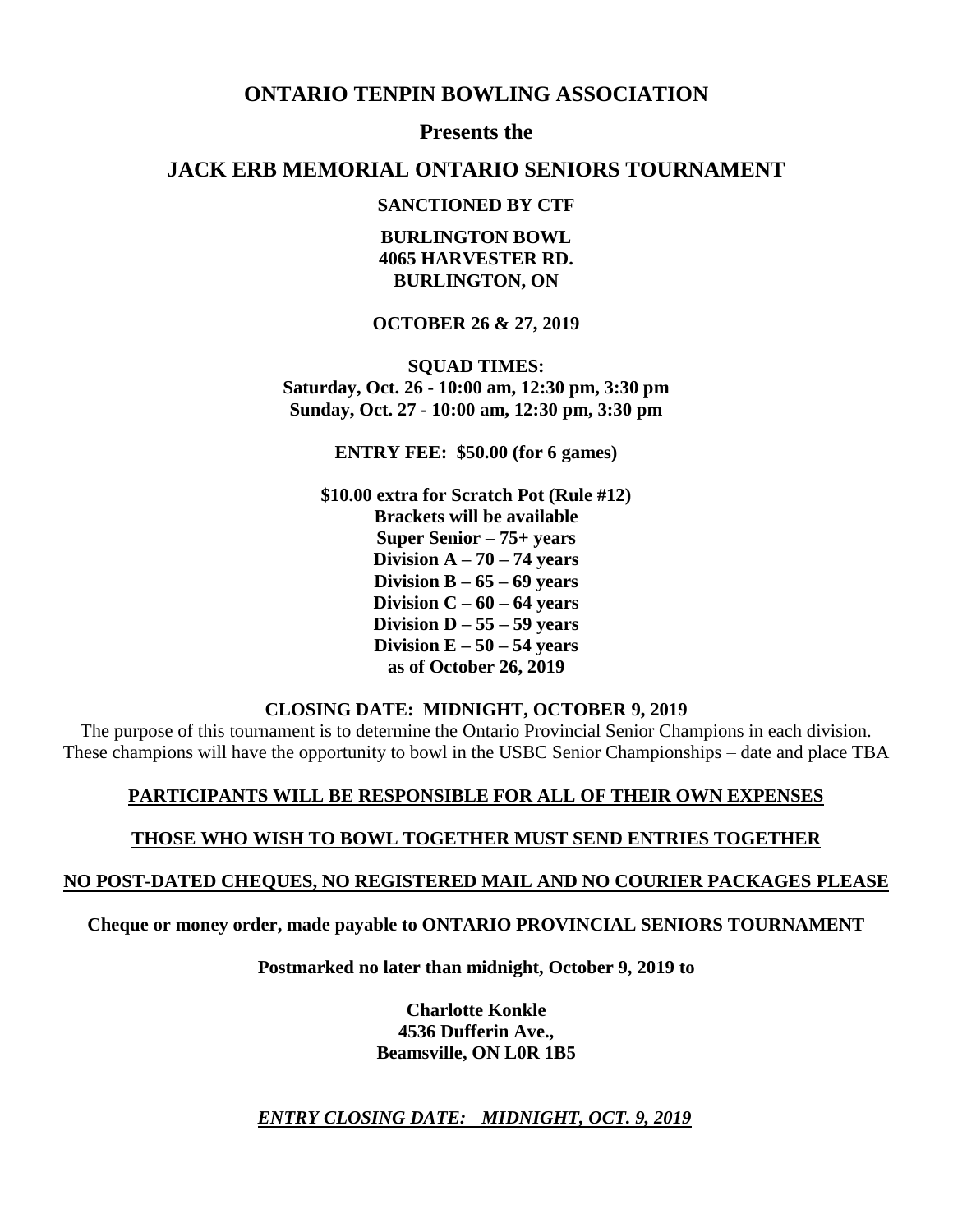# ONTARIO TENPIN BOWLING ASSOCIATION

## Presents the

# JACK ERB MEMORIAL ONTARIO SENIORS TOURNAMENT

**SANCTIONED BY CTF**

**BURLINGTON BOWL**
**4065 HARVESTER RD.**
**BURLINGTON, ON**

**OCTOBER 26 & 27, 2019**

**SQUAD TIMES:**
**Saturday, Oct. 26 - 10:00 am, 12:30 pm, 3:30 pm**
**Sunday, Oct. 27 - 10:00 am, 12:30 pm, 3:30 pm**

**ENTRY FEE: $50.00 (for 6 games)**

**$10.00 extra for Scratch Pot (Rule #12)**
**Brackets will be available**
**Super Senior – 75+ years**
**Division A – 70 – 74 years**
**Division B – 65 – 69 years**
**Division C – 60 – 64 years**
**Division D – 55 – 59 years**
**Division E – 50 – 54 years**
**as of October 26, 2019**

**CLOSING DATE: MIDNIGHT, OCTOBER 9, 2019**

The purpose of this tournament is to determine the Ontario Provincial Senior Champions in each division. These champions will have the opportunity to bowl in the USBC Senior Championships – date and place TBA

**PARTICIPANTS WILL BE RESPONSIBLE FOR ALL OF THEIR OWN EXPENSES**

**THOSE WHO WISH TO BOWL TOGETHER MUST SEND ENTRIES TOGETHER**

**NO POST-DATED CHEQUES, NO REGISTERED MAIL AND NO COURIER PACKAGES PLEASE**

**Cheque or money order, made payable to ONTARIO PROVINCIAL SENIORS TOURNAMENT**

**Postmarked no later than midnight, October 9, 2019 to**

**Charlotte Konkle**
**4536 Dufferin Ave.,**
**Beamsville, ON L0R 1B5**

***ENTRY CLOSING DATE: MIDNIGHT, OCT. 9, 2019***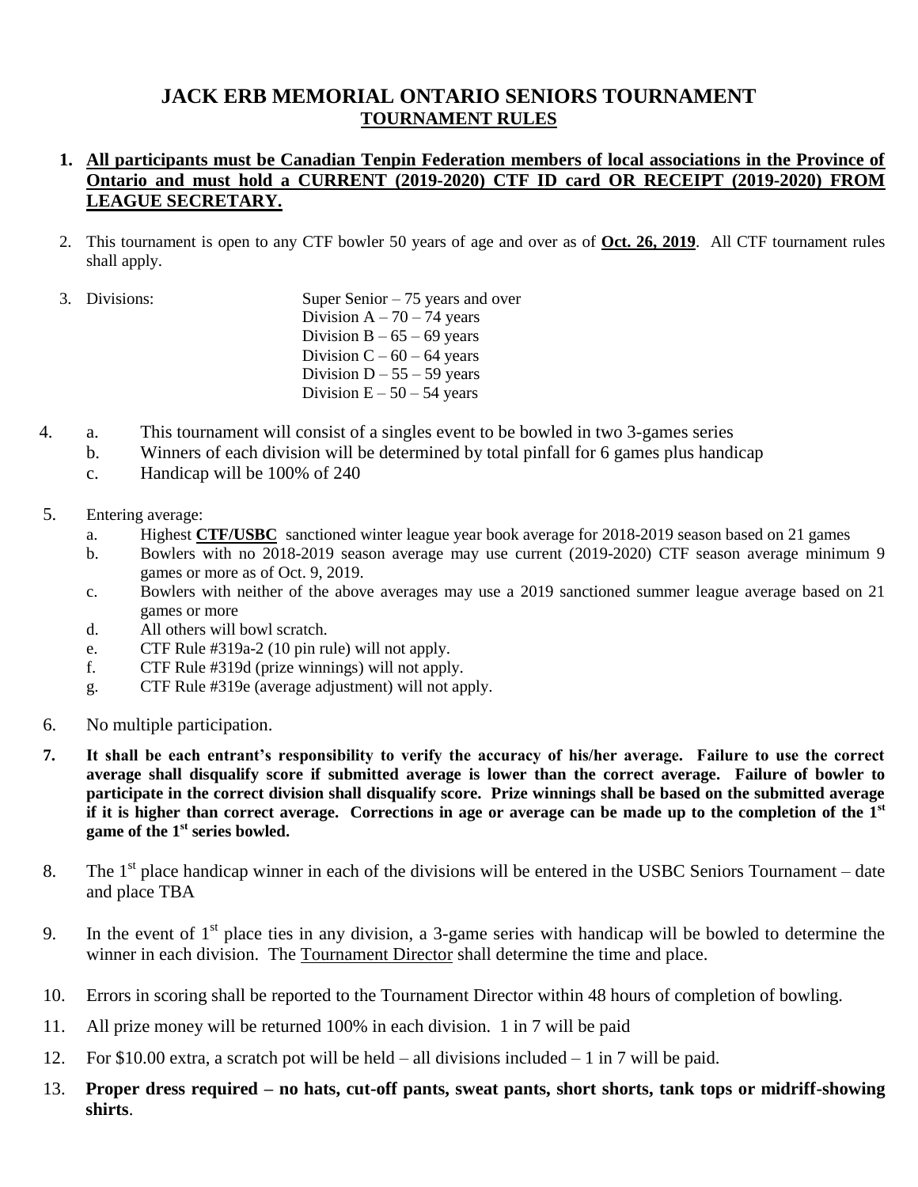# JACK ERB MEMORIAL ONTARIO SENIORS TOURNAMENT

## TOURNAMENT RULES

1. **All participants must be Canadian Tenpin Federation members of local associations in the Province of Ontario and must hold a CURRENT (2019-2020) CTF ID card OR RECEIPT (2019-2020) FROM LEAGUE SECRETARY.**

2. This tournament is open to any CTF bowler 50 years of age and over as of **Oct. 26, 2019**. All CTF tournament rules shall apply.

3. Divisions:
   - Super Senior – 75 years and over
   - Division A – 70 – 74 years
   - Division B – 65 – 69 years
   - Division C – 60 – 64 years
   - Division D – 55 – 59 years
   - Division E – 50 – 54 years

4. a. This tournament will consist of a singles event to be bowled in two 3-games series
   b. Winners of each division will be determined by total pinfall for 6 games plus handicap
   c. Handicap will be 100% of 240

5. Entering average:
   a. Highest **CTF/USBC** sanctioned winter league year book average for 2018-2019 season based on 21 games
   b. Bowlers with no 2018-2019 season average may use current (2019-2020) CTF season average minimum 9 games or more as of Oct. 9, 2019.
   c. Bowlers with neither of the above averages may use a 2019 sanctioned summer league average based on 21 games or more
   d. All others will bowl scratch.
   e. CTF Rule #319a-2 (10 pin rule) will not apply.
   f. CTF Rule #319d (prize winnings) will not apply.
   g. CTF Rule #319e (average adjustment) will not apply.

6. No multiple participation.

7. **It shall be each entrant's responsibility to verify the accuracy of his/her average. Failure to use the correct average shall disqualify score if submitted average is lower than the correct average. Failure of bowler to participate in the correct division shall disqualify score. Prize winnings shall be based on the submitted average if it is higher than correct average. Corrections in age or average can be made up to the completion of the 1st game of the 1st series bowled.**

8. The 1st place handicap winner in each of the divisions will be entered in the USBC Seniors Tournament – date and place TBA

9. In the event of 1st place ties in any division, a 3-game series with handicap will be bowled to determine the winner in each division. The Tournament Director shall determine the time and place.

10. Errors in scoring shall be reported to the Tournament Director within 48 hours of completion of bowling.

11. All prize money will be returned 100% in each division. 1 in 7 will be paid

12. For $10.00 extra, a scratch pot will be held – all divisions included – 1 in 7 will be paid.

13. **Proper dress required – no hats, cut-off pants, sweat pants, short shorts, tank tops or midriff-showing shirts**.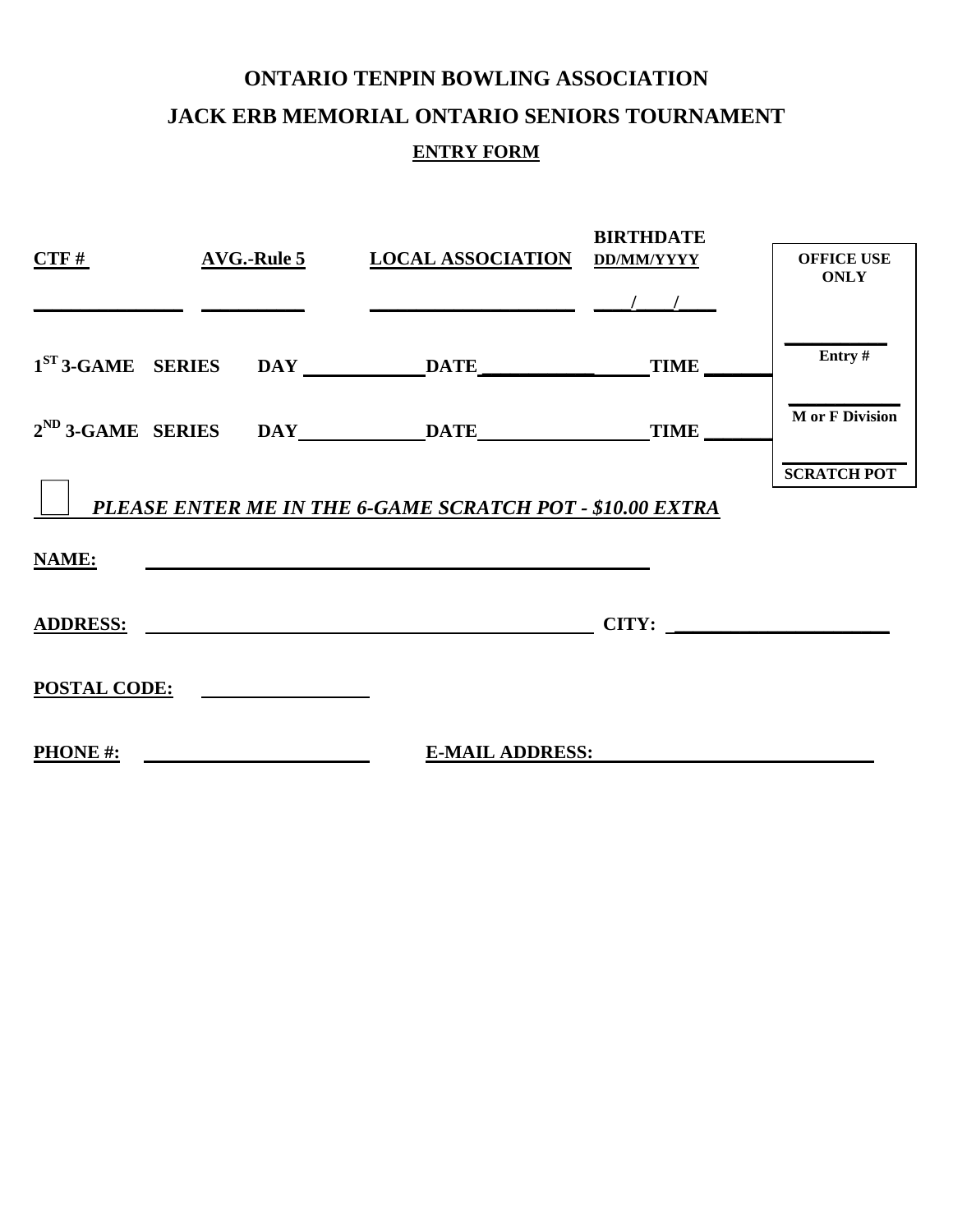# ONTARIO TENPIN BOWLING ASSOCIATION

## JACK ERB MEMORIAL ONTARIO SENIORS TOURNAMENT

### ENTRY FORM

| CTF # | AVG.-Rule 5 | LOCAL ASSOCIATION | BIRTHDATE DD/MM/YYYY |
|---|---|---|---|
| ________________ | ___________ | ______________________ | ____/____/____ |

**1ST 3-GAME SERIES** DAY ____________ DATE ______________ TIME _______

**2ND 3-GAME SERIES** DAY ____________ DATE ______________ TIME _______

| OFFICE USE ONLY |
|---|
| Entry # |
| M or F Division |
| SCRATCH POT |

☐ ***PLEASE ENTER ME IN THE 6-GAME SCRATCH POT - $10.00 EXTRA***

**NAME:** ______________________________________________

**ADDRESS:** ______________________________________ **CITY:** ______________________

**POSTAL CODE:** _______________

**PHONE #:** ____________________ **E-MAIL ADDRESS:** ____________________________